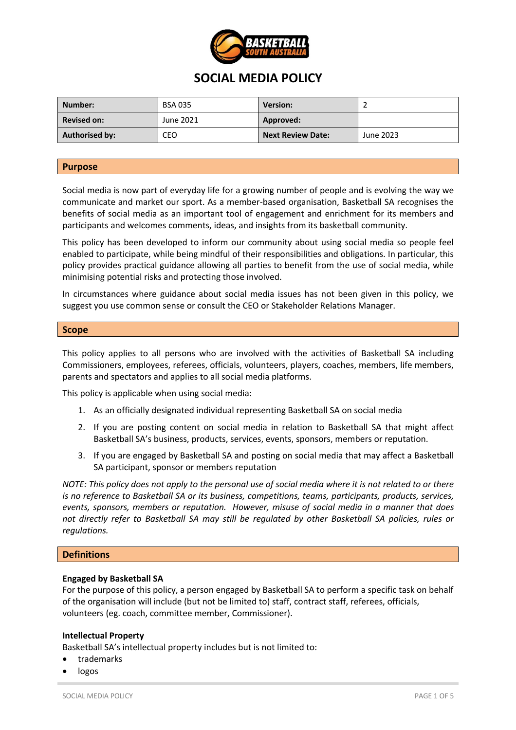# SOCIAL MEDIA POLICY

| | | | |
|---|---|---|---|
| **Number:** | BSA 035 | **Version:** | 2 |
| **Revised on:** | June 2021 | **Approved:** | |
| **Authorised by:** | CEO | **Next Review Date:** | June 2023 |

## Purpose

Social media is now part of everyday life for a growing number of people and is evolving the way we communicate and market our sport. As a member-based organisation, Basketball SA recognises the benefits of social media as an important tool of engagement and enrichment for its members and participants and welcomes comments, ideas, and insights from its basketball community.

This policy has been developed to inform our community about using social media so people feel enabled to participate, while being mindful of their responsibilities and obligations. In particular, this policy provides practical guidance allowing all parties to benefit from the use of social media, while minimising potential risks and protecting those involved.

In circumstances where guidance about social media issues has not been given in this policy, we suggest you use common sense or consult the CEO or Stakeholder Relations Manager.

## Scope

This policy applies to all persons who are involved with the activities of Basketball SA including Commissioners, employees, referees, officials, volunteers, players, coaches, members, life members, parents and spectators and applies to all social media platforms.

This policy is applicable when using social media:

1. As an officially designated individual representing Basketball SA on social media
2. If you are posting content on social media in relation to Basketball SA that might affect Basketball SA's business, products, services, events, sponsors, members or reputation.
3. If you are engaged by Basketball SA and posting on social media that may affect a Basketball SA participant, sponsor or members reputation

*NOTE: This policy does not apply to the personal use of social media where it is not related to or there is no reference to Basketball SA or its business, competitions, teams, participants, products, services, events, sponsors, members or reputation. However, misuse of social media in a manner that does not directly refer to Basketball SA may still be regulated by other Basketball SA policies, rules or regulations.*

## Definitions

**Engaged by Basketball SA**
For the purpose of this policy, a person engaged by Basketball SA to perform a specific task on behalf of the organisation will include (but not be limited to) staff, contract staff, referees, officials, volunteers (eg. coach, committee member, Commissioner).

**Intellectual Property**
Basketball SA's intellectual property includes but is not limited to:

- trademarks
- logos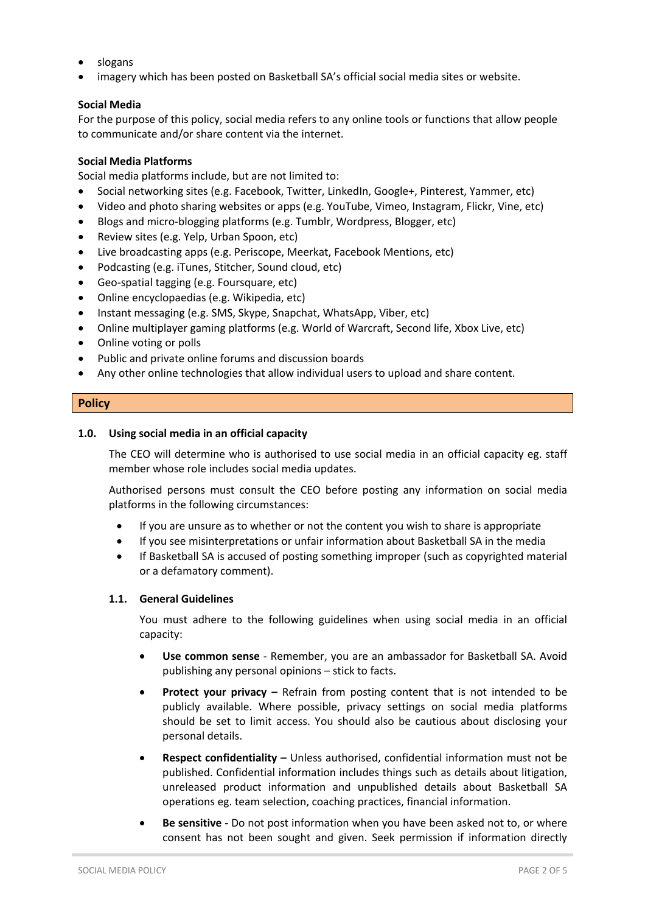- slogans
- imagery which has been posted on Basketball SA's official social media sites or website.

**Social Media**
For the purpose of this policy, social media refers to any online tools or functions that allow people to communicate and/or share content via the internet.

**Social Media Platforms**
Social media platforms include, but are not limited to:

- Social networking sites (e.g. Facebook, Twitter, LinkedIn, Google+, Pinterest, Yammer, etc)
- Video and photo sharing websites or apps (e.g. YouTube, Vimeo, Instagram, Flickr, Vine, etc)
- Blogs and micro-blogging platforms (e.g. Tumblr, Wordpress, Blogger, etc)
- Review sites (e.g. Yelp, Urban Spoon, etc)
- Live broadcasting apps (e.g. Periscope, Meerkat, Facebook Mentions, etc)
- Podcasting (e.g. iTunes, Stitcher, Sound cloud, etc)
- Geo-spatial tagging (e.g. Foursquare, etc)
- Online encyclopaedias (e.g. Wikipedia, etc)
- Instant messaging (e.g. SMS, Skype, Snapchat, WhatsApp, Viber, etc)
- Online multiplayer gaming platforms (e.g. World of Warcraft, Second life, Xbox Live, etc)
- Online voting or polls
- Public and private online forums and discussion boards
- Any other online technologies that allow individual users to upload and share content.

## Policy

### 1.0. Using social media in an official capacity

The CEO will determine who is authorised to use social media in an official capacity eg. staff member whose role includes social media updates.

Authorised persons must consult the CEO before posting any information on social media platforms in the following circumstances:

- If you are unsure as to whether or not the content you wish to share is appropriate
- If you see misinterpretations or unfair information about Basketball SA in the media
- If Basketball SA is accused of posting something improper (such as copyrighted material or a defamatory comment).

#### 1.1. General Guidelines

You must adhere to the following guidelines when using social media in an official capacity:

- **Use common sense** - Remember, you are an ambassador for Basketball SA. Avoid publishing any personal opinions – stick to facts.
- **Protect your privacy –** Refrain from posting content that is not intended to be publicly available. Where possible, privacy settings on social media platforms should be set to limit access. You should also be cautious about disclosing your personal details.
- **Respect confidentiality –** Unless authorised, confidential information must not be published. Confidential information includes things such as details about litigation, unreleased product information and unpublished details about Basketball SA operations eg. team selection, coaching practices, financial information.
- **Be sensitive -** Do not post information when you have been asked not to, or where consent has not been sought and given. Seek permission if information directly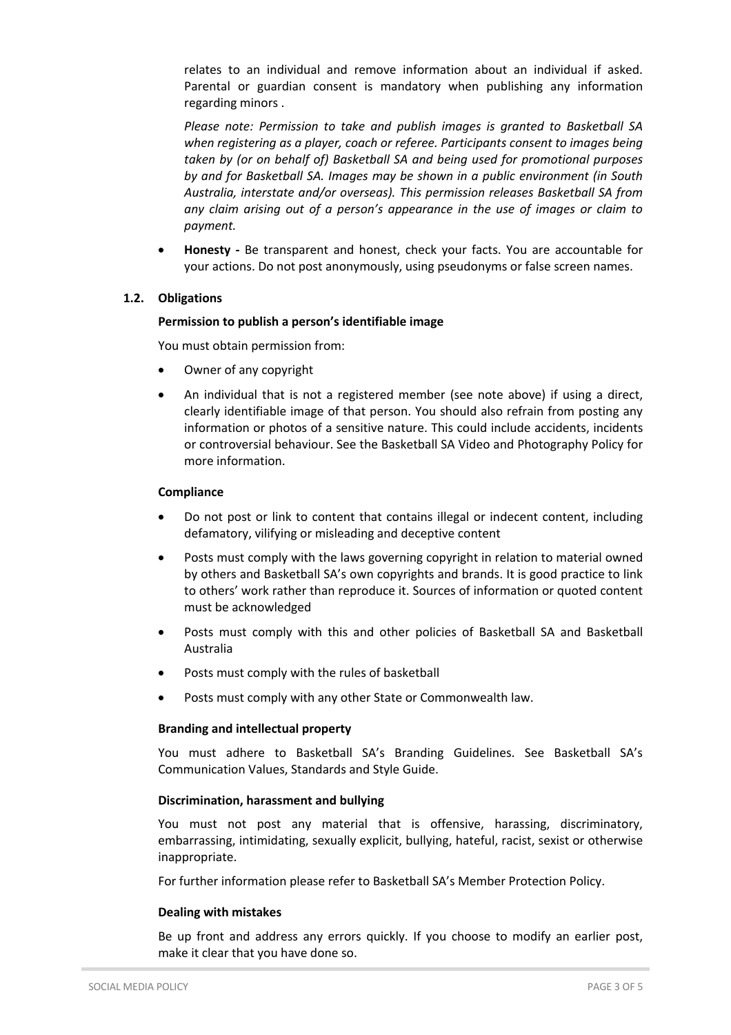relates to an individual and remove information about an individual if asked. Parental or guardian consent is mandatory when publishing any information regarding minors .

*Please note: Permission to take and publish images is granted to Basketball SA when registering as a player, coach or referee. Participants consent to images being taken by (or on behalf of) Basketball SA and being used for promotional purposes by and for Basketball SA. Images may be shown in a public environment (in South Australia, interstate and/or overseas). This permission releases Basketball SA from any claim arising out of a person's appearance in the use of images or claim to payment.*

- **Honesty -** Be transparent and honest, check your facts. You are accountable for your actions. Do not post anonymously, using pseudonyms or false screen names.

### 1.2. Obligations

**Permission to publish a person's identifiable image**

You must obtain permission from:

- Owner of any copyright
- An individual that is not a registered member (see note above) if using a direct, clearly identifiable image of that person. You should also refrain from posting any information or photos of a sensitive nature. This could include accidents, incidents or controversial behaviour. See the Basketball SA Video and Photography Policy for more information.

**Compliance**

- Do not post or link to content that contains illegal or indecent content, including defamatory, vilifying or misleading and deceptive content
- Posts must comply with the laws governing copyright in relation to material owned by others and Basketball SA's own copyrights and brands. It is good practice to link to others' work rather than reproduce it. Sources of information or quoted content must be acknowledged
- Posts must comply with this and other policies of Basketball SA and Basketball Australia
- Posts must comply with the rules of basketball
- Posts must comply with any other State or Commonwealth law.

**Branding and intellectual property**

You must adhere to Basketball SA's Branding Guidelines. See Basketball SA's Communication Values, Standards and Style Guide.

**Discrimination, harassment and bullying**

You must not post any material that is offensive, harassing, discriminatory, embarrassing, intimidating, sexually explicit, bullying, hateful, racist, sexist or otherwise inappropriate.

For further information please refer to Basketball SA's Member Protection Policy.

**Dealing with mistakes**

Be up front and address any errors quickly. If you choose to modify an earlier post, make it clear that you have done so.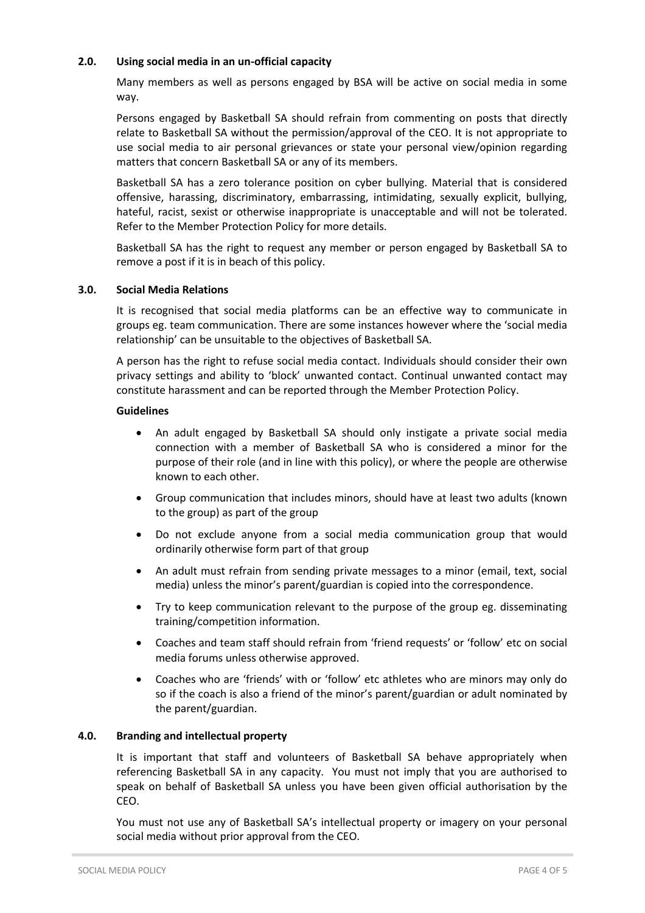## 2.0. Using social media in an un-official capacity

Many members as well as persons engaged by BSA will be active on social media in some way.

Persons engaged by Basketball SA should refrain from commenting on posts that directly relate to Basketball SA without the permission/approval of the CEO. It is not appropriate to use social media to air personal grievances or state your personal view/opinion regarding matters that concern Basketball SA or any of its members.

Basketball SA has a zero tolerance position on cyber bullying. Material that is considered offensive, harassing, discriminatory, embarrassing, intimidating, sexually explicit, bullying, hateful, racist, sexist or otherwise inappropriate is unacceptable and will not be tolerated. Refer to the Member Protection Policy for more details.

Basketball SA has the right to request any member or person engaged by Basketball SA to remove a post if it is in beach of this policy.

## 3.0. Social Media Relations

It is recognised that social media platforms can be an effective way to communicate in groups eg. team communication. There are some instances however where the 'social media relationship' can be unsuitable to the objectives of Basketball SA.

A person has the right to refuse social media contact. Individuals should consider their own privacy settings and ability to 'block' unwanted contact. Continual unwanted contact may constitute harassment and can be reported through the Member Protection Policy.

**Guidelines**

- An adult engaged by Basketball SA should only instigate a private social media connection with a member of Basketball SA who is considered a minor for the purpose of their role (and in line with this policy), or where the people are otherwise known to each other.
- Group communication that includes minors, should have at least two adults (known to the group) as part of the group
- Do not exclude anyone from a social media communication group that would ordinarily otherwise form part of that group
- An adult must refrain from sending private messages to a minor (email, text, social media) unless the minor's parent/guardian is copied into the correspondence.
- Try to keep communication relevant to the purpose of the group eg. disseminating training/competition information.
- Coaches and team staff should refrain from 'friend requests' or 'follow' etc on social media forums unless otherwise approved.
- Coaches who are 'friends' with or 'follow' etc athletes who are minors may only do so if the coach is also a friend of the minor's parent/guardian or adult nominated by the parent/guardian.

## 4.0. Branding and intellectual property

It is important that staff and volunteers of Basketball SA behave appropriately when referencing Basketball SA in any capacity. You must not imply that you are authorised to speak on behalf of Basketball SA unless you have been given official authorisation by the CEO.

You must not use any of Basketball SA's intellectual property or imagery on your personal social media without prior approval from the CEO.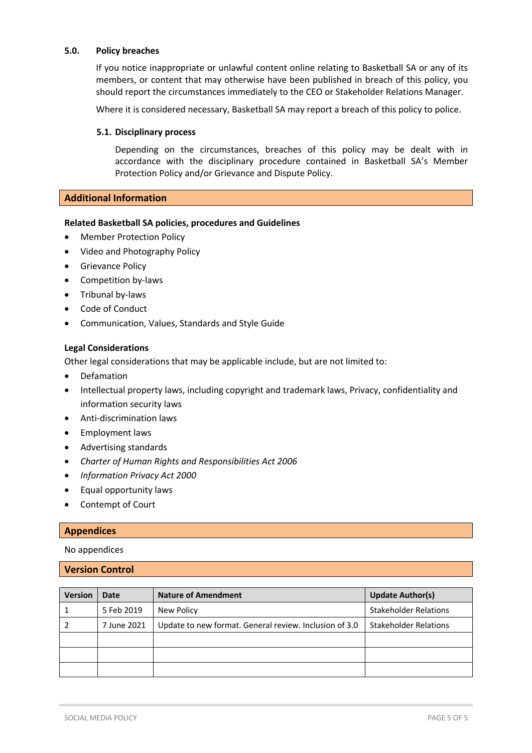## 5.0. Policy breaches

If you notice inappropriate or unlawful content online relating to Basketball SA or any of its members, or content that may otherwise have been published in breach of this policy, you should report the circumstances immediately to the CEO or Stakeholder Relations Manager.

Where it is considered necessary, Basketball SA may report a breach of this policy to police.

### 5.1. Disciplinary process

Depending on the circumstances, breaches of this policy may be dealt with in accordance with the disciplinary procedure contained in Basketball SA's Member Protection Policy and/or Grievance and Dispute Policy.

## Additional Information

**Related Basketball SA policies, procedures and Guidelines**

- Member Protection Policy
- Video and Photography Policy
- Grievance Policy
- Competition by-laws
- Tribunal by-laws
- Code of Conduct
- Communication, Values, Standards and Style Guide

**Legal Considerations**

Other legal considerations that may be applicable include, but are not limited to:

- Defamation
- Intellectual property laws, including copyright and trademark laws, Privacy, confidentiality and information security laws
- Anti-discrimination laws
- Employment laws
- Advertising standards
- *Charter of Human Rights and Responsibilities Act 2006*
- *Information Privacy Act 2000*
- Equal opportunity laws
- Contempt of Court

## Appendices

No appendices

## Version Control

| Version | Date | Nature of Amendment | Update Author(s) |
|---|---|---|---|
| 1 | 5 Feb 2019 | New Policy | Stakeholder Relations |
| 2 | 7 June 2021 | Update to new format. General review. Inclusion of 3.0 | Stakeholder Relations |
| | | | |
| | | | |
| | | | |